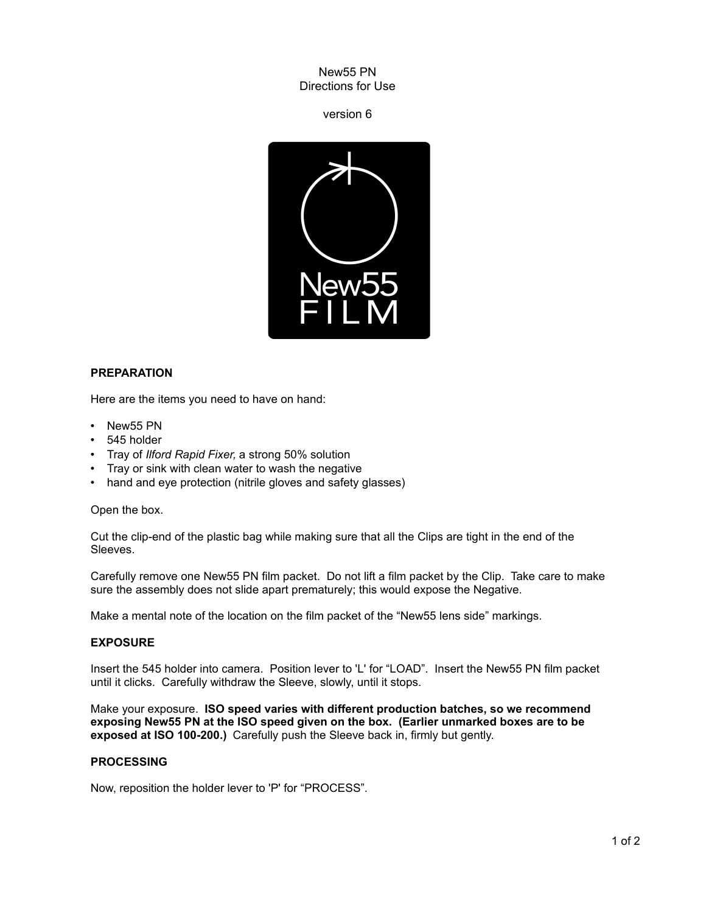New55 PN
Directions for Use

version 6

## PREPARATION

Here are the items you need to have on hand:

- New55 PN
- 545 holder
- Tray of *Ilford Rapid Fixer,* a strong 50% solution
- Tray or sink with clean water to wash the negative
- hand and eye protection (nitrile gloves and safety glasses)

Open the box.

Cut the clip-end of the plastic bag while making sure that all the Clips are tight in the end of the Sleeves.

Carefully remove one New55 PN film packet. Do not lift a film packet by the Clip. Take care to make sure the assembly does not slide apart prematurely; this would expose the Negative.

Make a mental note of the location on the film packet of the “New55 lens side” markings.

## EXPOSURE

Insert the 545 holder into camera. Position lever to 'L' for “LOAD”. Insert the New55 PN film packet until it clicks. Carefully withdraw the Sleeve, slowly, until it stops.

Make your exposure. **ISO speed varies with different production batches, so we recommend exposing New55 PN at the ISO speed given on the box. (Earlier unmarked boxes are to be exposed at ISO 100-200.)** Carefully push the Sleeve back in, firmly but gently.

## PROCESSING

Now, reposition the holder lever to 'P' for “PROCESS”.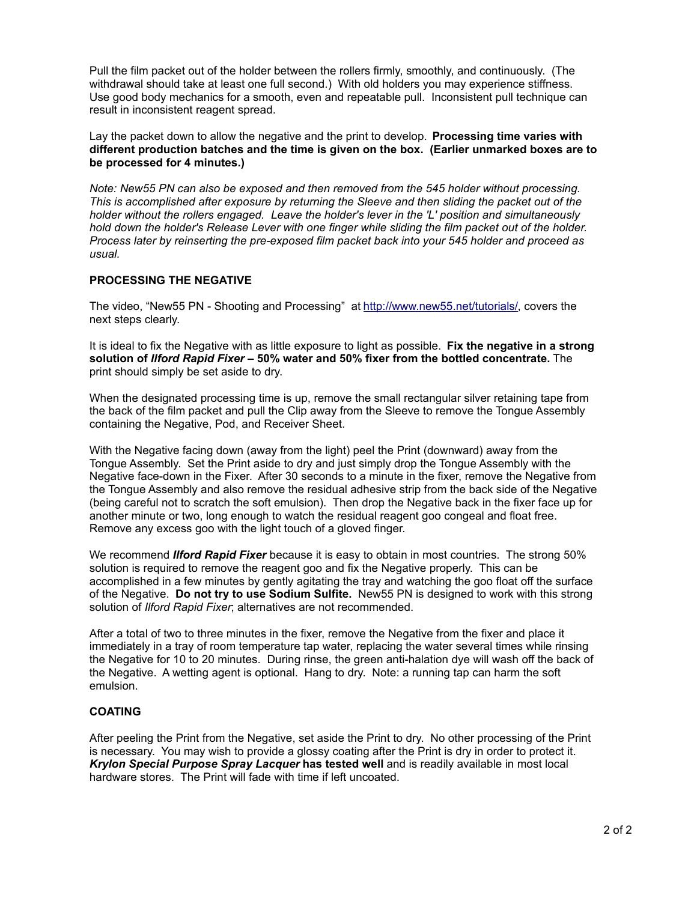Pull the film packet out of the holder between the rollers firmly, smoothly, and continuously. (The withdrawal should take at least one full second.) With old holders you may experience stiffness. Use good body mechanics for a smooth, even and repeatable pull. Inconsistent pull technique can result in inconsistent reagent spread.

Lay the packet down to allow the negative and the print to develop. **Processing time varies with different production batches and the time is given on the box. (Earlier unmarked boxes are to be processed for 4 minutes.)**

*Note: New55 PN can also be exposed and then removed from the 545 holder without processing. This is accomplished after exposure by returning the Sleeve and then sliding the packet out of the holder without the rollers engaged. Leave the holder's lever in the 'L' position and simultaneously hold down the holder's Release Lever with one finger while sliding the film packet out of the holder. Process later by reinserting the pre-exposed film packet back into your 545 holder and proceed as usual.*

## PROCESSING THE NEGATIVE

The video, "New55 PN - Shooting and Processing" at http://www.new55.net/tutorials/, covers the next steps clearly.

It is ideal to fix the Negative with as little exposure to light as possible. **Fix the negative in a strong solution of *Ilford Rapid Fixer* – 50% water and 50% fixer from the bottled concentrate.** The print should simply be set aside to dry.

When the designated processing time is up, remove the small rectangular silver retaining tape from the back of the film packet and pull the Clip away from the Sleeve to remove the Tongue Assembly containing the Negative, Pod, and Receiver Sheet.

With the Negative facing down (away from the light) peel the Print (downward) away from the Tongue Assembly. Set the Print aside to dry and just simply drop the Tongue Assembly with the Negative face-down in the Fixer. After 30 seconds to a minute in the fixer, remove the Negative from the Tongue Assembly and also remove the residual adhesive strip from the back side of the Negative (being careful not to scratch the soft emulsion). Then drop the Negative back in the fixer face up for another minute or two, long enough to watch the residual reagent goo congeal and float free. Remove any excess goo with the light touch of a gloved finger.

We recommend ***Ilford Rapid Fixer*** because it is easy to obtain in most countries. The strong 50% solution is required to remove the reagent goo and fix the Negative properly. This can be accomplished in a few minutes by gently agitating the tray and watching the goo float off the surface of the Negative. **Do not try to use Sodium Sulfite.** New55 PN is designed to work with this strong solution of *Ilford Rapid Fixer*; alternatives are not recommended.

After a total of two to three minutes in the fixer, remove the Negative from the fixer and place it immediately in a tray of room temperature tap water, replacing the water several times while rinsing the Negative for 10 to 20 minutes. During rinse, the green anti-halation dye will wash off the back of the Negative. A wetting agent is optional. Hang to dry. Note: a running tap can harm the soft emulsion.

## COATING

After peeling the Print from the Negative, set aside the Print to dry. No other processing of the Print is necessary. You may wish to provide a glossy coating after the Print is dry in order to protect it. ***Krylon Special Purpose Spray Lacquer* has tested well** and is readily available in most local hardware stores. The Print will fade with time if left uncoated.